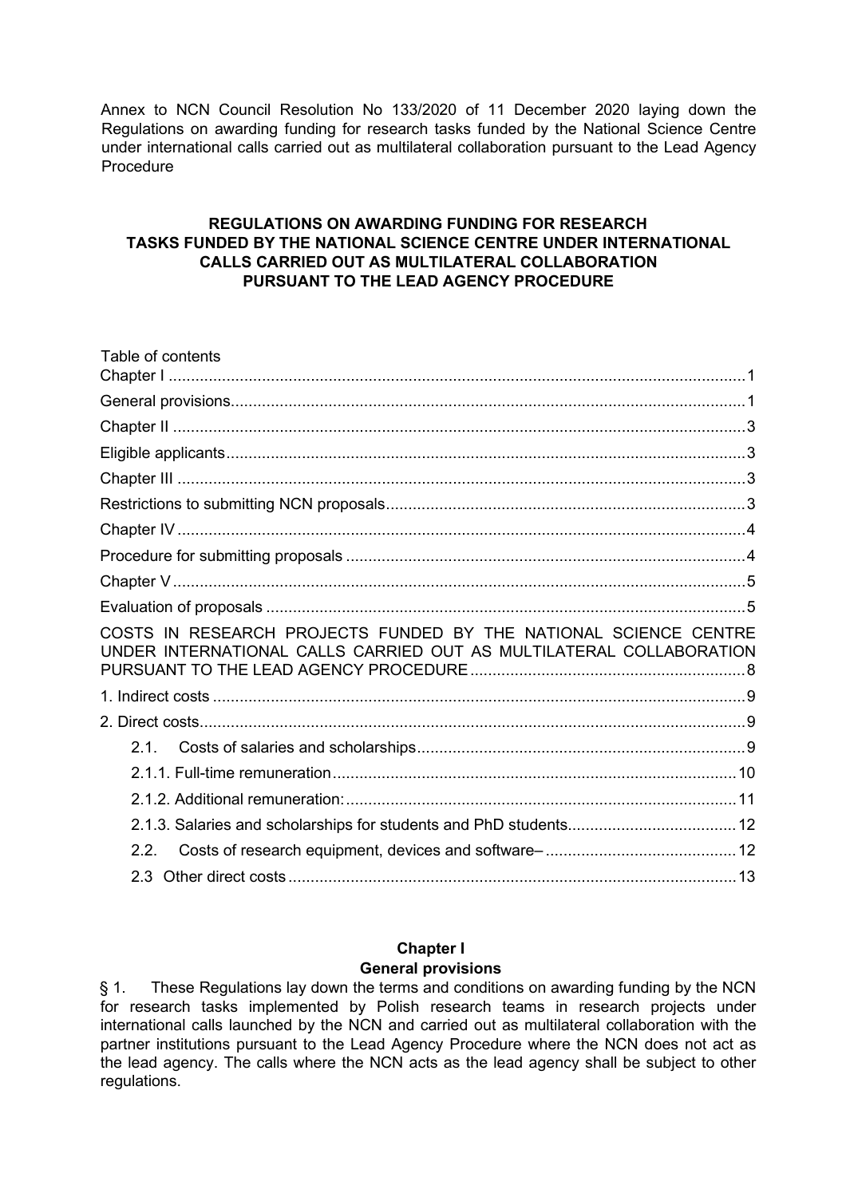Annex to NCN Council Resolution No 133/2020 of 11 December 2020 laying down the Regulations on awarding funding for research tasks funded by the National Science Centre under international calls carried out as multilateral collaboration pursuant to the Lead Agency Procedure

# REGULATIONS ON AWARDING FUNDING FOR RESEARCH TASKS FUNDED BY THE NATIONAL SCIENCE CENTRE UNDER INTERNATIONAL CALLS CARRIED OUT AS MULTILATERAL COLLABORATION PURSUANT TO THE LEAD AGENCY PROCEDURE

Table of contents

Chapter I ..... 1

General provisions ..... 1

Chapter II ..... 3

Eligible applicants ..... 3

Chapter III ..... 3

Restrictions to submitting NCN proposals ..... 3

Chapter IV ..... 4

Procedure for submitting proposals ..... 4

Chapter V ..... 5

Evaluation of proposals ..... 5

COSTS IN RESEARCH PROJECTS FUNDED BY THE NATIONAL SCIENCE CENTRE UNDER INTERNATIONAL CALLS CARRIED OUT AS MULTILATERAL COLLABORATION PURSUANT TO THE LEAD AGENCY PROCEDURE ..... 8

1. Indirect costs ..... 9

2. Direct costs ..... 9

   2.1. Costs of salaries and scholarships ..... 9

   2.1.1. Full-time remuneration ..... 10

   2.1.2. Additional remuneration: ..... 11

   2.1.3. Salaries and scholarships for students and PhD students ..... 12

   2.2. Costs of research equipment, devices and software– ..... 12

   2.3 Other direct costs ..... 13

## Chapter I
## General provisions

§ 1. These Regulations lay down the terms and conditions on awarding funding by the NCN for research tasks implemented by Polish research teams in research projects under international calls launched by the NCN and carried out as multilateral collaboration with the partner institutions pursuant to the Lead Agency Procedure where the NCN does not act as the lead agency. The calls where the NCN acts as the lead agency shall be subject to other regulations.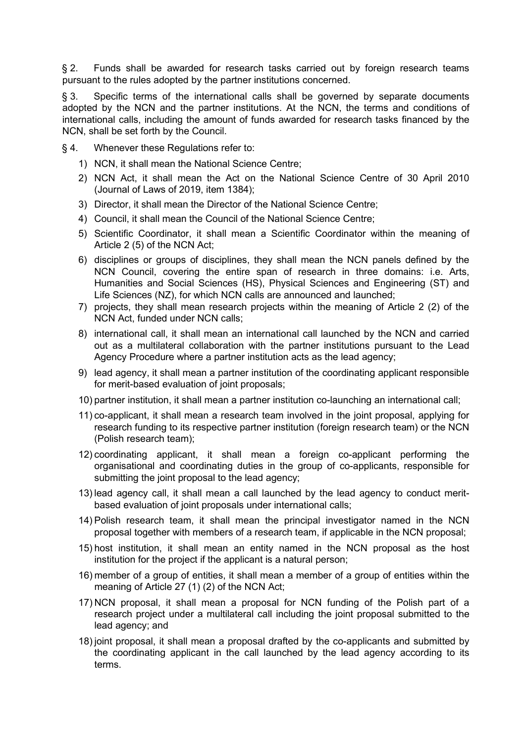§ 2. Funds shall be awarded for research tasks carried out by foreign research teams pursuant to the rules adopted by the partner institutions concerned.

§ 3. Specific terms of the international calls shall be governed by separate documents adopted by the NCN and the partner institutions. At the NCN, the terms and conditions of international calls, including the amount of funds awarded for research tasks financed by the NCN, shall be set forth by the Council.

§ 4. Whenever these Regulations refer to:

1) NCN, it shall mean the National Science Centre;
2) NCN Act, it shall mean the Act on the National Science Centre of 30 April 2010 (Journal of Laws of 2019, item 1384);
3) Director, it shall mean the Director of the National Science Centre;
4) Council, it shall mean the Council of the National Science Centre;
5) Scientific Coordinator, it shall mean a Scientific Coordinator within the meaning of Article 2 (5) of the NCN Act;
6) disciplines or groups of disciplines, they shall mean the NCN panels defined by the NCN Council, covering the entire span of research in three domains: i.e. Arts, Humanities and Social Sciences (HS), Physical Sciences and Engineering (ST) and Life Sciences (NZ), for which NCN calls are announced and launched;
7) projects, they shall mean research projects within the meaning of Article 2 (2) of the NCN Act, funded under NCN calls;
8) international call, it shall mean an international call launched by the NCN and carried out as a multilateral collaboration with the partner institutions pursuant to the Lead Agency Procedure where a partner institution acts as the lead agency;
9) lead agency, it shall mean a partner institution of the coordinating applicant responsible for merit-based evaluation of joint proposals;
10) partner institution, it shall mean a partner institution co-launching an international call;
11) co-applicant, it shall mean a research team involved in the joint proposal, applying for research funding to its respective partner institution (foreign research team) or the NCN (Polish research team);
12) coordinating applicant, it shall mean a foreign co-applicant performing the organisational and coordinating duties in the group of co-applicants, responsible for submitting the joint proposal to the lead agency;
13) lead agency call, it shall mean a call launched by the lead agency to conduct merit-based evaluation of joint proposals under international calls;
14) Polish research team, it shall mean the principal investigator named in the NCN proposal together with members of a research team, if applicable in the NCN proposal;
15) host institution, it shall mean an entity named in the NCN proposal as the host institution for the project if the applicant is a natural person;
16) member of a group of entities, it shall mean a member of a group of entities within the meaning of Article 27 (1) (2) of the NCN Act;
17) NCN proposal, it shall mean a proposal for NCN funding of the Polish part of a research project under a multilateral call including the joint proposal submitted to the lead agency; and
18) joint proposal, it shall mean a proposal drafted by the co-applicants and submitted by the coordinating applicant in the call launched by the lead agency according to its terms.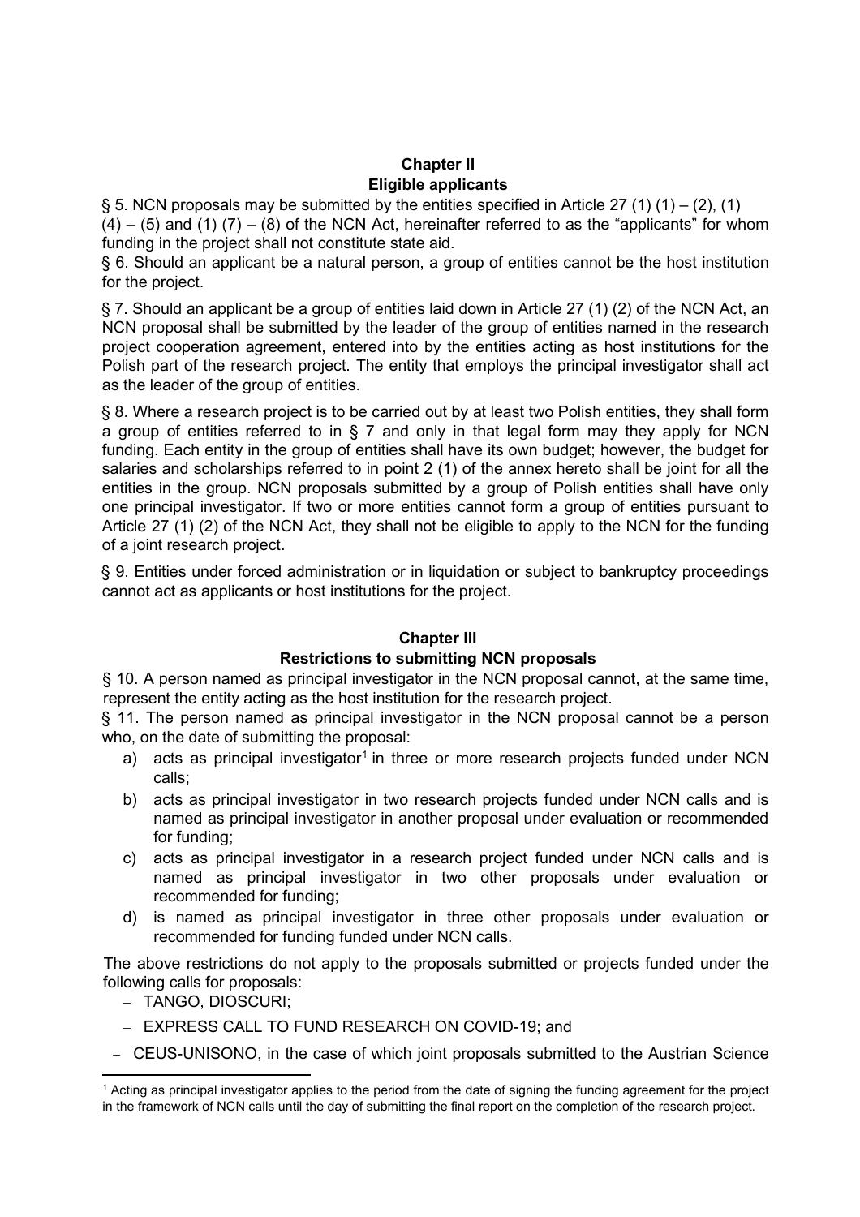## Chapter II
## Eligible applicants

§ 5. NCN proposals may be submitted by the entities specified in Article 27 (1) (1) – (2), (1) (4) – (5) and (1) (7) – (8) of the NCN Act, hereinafter referred to as the "applicants" for whom funding in the project shall not constitute state aid.

§ 6. Should an applicant be a natural person, a group of entities cannot be the host institution for the project.

§ 7. Should an applicant be a group of entities laid down in Article 27 (1) (2) of the NCN Act, an NCN proposal shall be submitted by the leader of the group of entities named in the research project cooperation agreement, entered into by the entities acting as host institutions for the Polish part of the research project. The entity that employs the principal investigator shall act as the leader of the group of entities.

§ 8. Where a research project is to be carried out by at least two Polish entities, they shall form a group of entities referred to in § 7 and only in that legal form may they apply for NCN funding. Each entity in the group of entities shall have its own budget; however, the budget for salaries and scholarships referred to in point 2 (1) of the annex hereto shall be joint for all the entities in the group. NCN proposals submitted by a group of Polish entities shall have only one principal investigator. If two or more entities cannot form a group of entities pursuant to Article 27 (1) (2) of the NCN Act, they shall not be eligible to apply to the NCN for the funding of a joint research project.

§ 9. Entities under forced administration or in liquidation or subject to bankruptcy proceedings cannot act as applicants or host institutions for the project.

## Chapter III
## Restrictions to submitting NCN proposals

§ 10. A person named as principal investigator in the NCN proposal cannot, at the same time, represent the entity acting as the host institution for the research project.

§ 11. The person named as principal investigator in the NCN proposal cannot be a person who, on the date of submitting the proposal:

a) acts as principal investigator[1] in three or more research projects funded under NCN calls;
b) acts as principal investigator in two research projects funded under NCN calls and is named as principal investigator in another proposal under evaluation or recommended for funding;
c) acts as principal investigator in a research project funded under NCN calls and is named as principal investigator in two other proposals under evaluation or recommended for funding;
d) is named as principal investigator in three other proposals under evaluation or recommended for funding funded under NCN calls.

The above restrictions do not apply to the proposals submitted or projects funded under the following calls for proposals:

- TANGO, DIOSCURI;
- EXPRESS CALL TO FUND RESEARCH ON COVID-19; and
- CEUS-UNISONO, in the case of which joint proposals submitted to the Austrian Science

[1] Acting as principal investigator applies to the period from the date of signing the funding agreement for the project in the framework of NCN calls until the day of submitting the final report on the completion of the research project.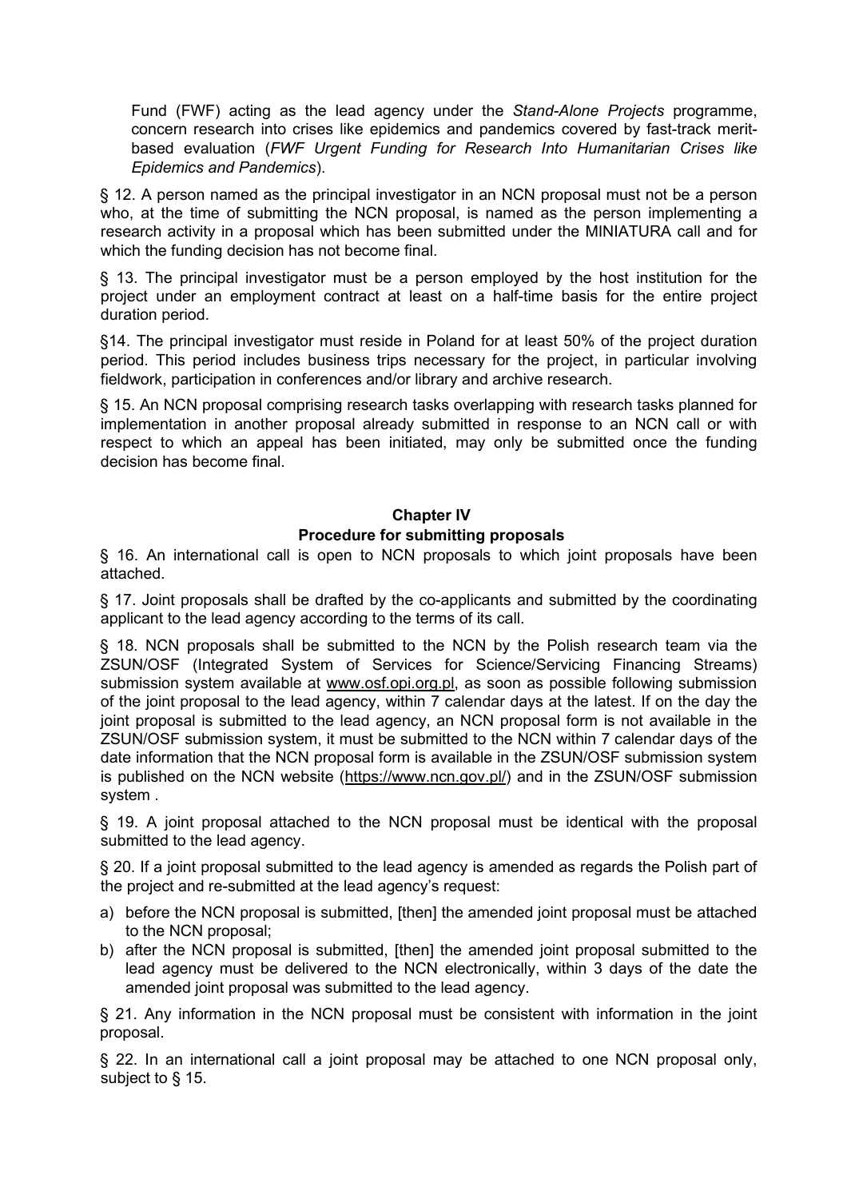Fund (FWF) acting as the lead agency under the *Stand-Alone Projects* programme, concern research into crises like epidemics and pandemics covered by fast-track merit-based evaluation (*FWF Urgent Funding for Research Into Humanitarian Crises like Epidemics and Pandemics*).

§ 12. A person named as the principal investigator in an NCN proposal must not be a person who, at the time of submitting the NCN proposal, is named as the person implementing a research activity in a proposal which has been submitted under the MINIATURA call and for which the funding decision has not become final.

§ 13. The principal investigator must be a person employed by the host institution for the project under an employment contract at least on a half-time basis for the entire project duration period.

§14. The principal investigator must reside in Poland for at least 50% of the project duration period. This period includes business trips necessary for the project, in particular involving fieldwork, participation in conferences and/or library and archive research.

§ 15. An NCN proposal comprising research tasks overlapping with research tasks planned for implementation in another proposal already submitted in response to an NCN call or with respect to which an appeal has been initiated, may only be submitted once the funding decision has become final.

## Chapter IV
## Procedure for submitting proposals

§ 16. An international call is open to NCN proposals to which joint proposals have been attached.

§ 17. Joint proposals shall be drafted by the co-applicants and submitted by the coordinating applicant to the lead agency according to the terms of its call.

§ 18. NCN proposals shall be submitted to the NCN by the Polish research team via the ZSUN/OSF (Integrated System of Services for Science/Servicing Financing Streams) submission system available at www.osf.opi.org.pl, as soon as possible following submission of the joint proposal to the lead agency, within 7 calendar days at the latest. If on the day the joint proposal is submitted to the lead agency, an NCN proposal form is not available in the ZSUN/OSF submission system, it must be submitted to the NCN within 7 calendar days of the date information that the NCN proposal form is available in the ZSUN/OSF submission system is published on the NCN website (https://www.ncn.gov.pl/) and in the ZSUN/OSF submission system .

§ 19. A joint proposal attached to the NCN proposal must be identical with the proposal submitted to the lead agency.

§ 20. If a joint proposal submitted to the lead agency is amended as regards the Polish part of the project and re-submitted at the lead agency's request:

a) before the NCN proposal is submitted, [then] the amended joint proposal must be attached to the NCN proposal;
b) after the NCN proposal is submitted, [then] the amended joint proposal submitted to the lead agency must be delivered to the NCN electronically, within 3 days of the date the amended joint proposal was submitted to the lead agency.

§ 21. Any information in the NCN proposal must be consistent with information in the joint proposal.

§ 22. In an international call a joint proposal may be attached to one NCN proposal only, subject to § 15.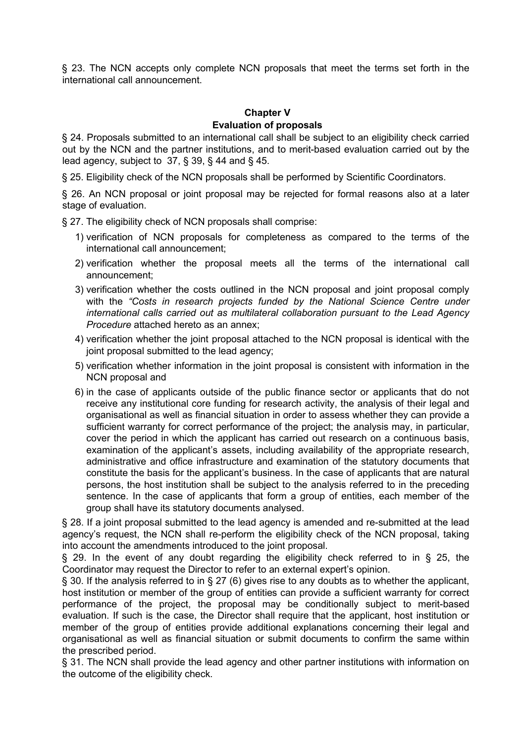§ 23. The NCN accepts only complete NCN proposals that meet the terms set forth in the international call announcement.

## Chapter V
## Evaluation of proposals

§ 24. Proposals submitted to an international call shall be subject to an eligibility check carried out by the NCN and the partner institutions, and to merit-based evaluation carried out by the lead agency, subject to 37, § 39, § 44 and § 45.

§ 25. Eligibility check of the NCN proposals shall be performed by Scientific Coordinators.

§ 26. An NCN proposal or joint proposal may be rejected for formal reasons also at a later stage of evaluation.

§ 27. The eligibility check of NCN proposals shall comprise:

1) verification of NCN proposals for completeness as compared to the terms of the international call announcement;
2) verification whether the proposal meets all the terms of the international call announcement;
3) verification whether the costs outlined in the NCN proposal and joint proposal comply with the *"Costs in research projects funded by the National Science Centre under international calls carried out as multilateral collaboration pursuant to the Lead Agency Procedure* attached hereto as an annex;
4) verification whether the joint proposal attached to the NCN proposal is identical with the joint proposal submitted to the lead agency;
5) verification whether information in the joint proposal is consistent with information in the NCN proposal and
6) in the case of applicants outside of the public finance sector or applicants that do not receive any institutional core funding for research activity, the analysis of their legal and organisational as well as financial situation in order to assess whether they can provide a sufficient warranty for correct performance of the project; the analysis may, in particular, cover the period in which the applicant has carried out research on a continuous basis, examination of the applicant's assets, including availability of the appropriate research, administrative and office infrastructure and examination of the statutory documents that constitute the basis for the applicant's business. In the case of applicants that are natural persons, the host institution shall be subject to the analysis referred to in the preceding sentence. In the case of applicants that form a group of entities, each member of the group shall have its statutory documents analysed.

§ 28. If a joint proposal submitted to the lead agency is amended and re-submitted at the lead agency's request, the NCN shall re-perform the eligibility check of the NCN proposal, taking into account the amendments introduced to the joint proposal.

§ 29. In the event of any doubt regarding the eligibility check referred to in § 25, the Coordinator may request the Director to refer to an external expert's opinion.

§ 30. If the analysis referred to in § 27 (6) gives rise to any doubts as to whether the applicant, host institution or member of the group of entities can provide a sufficient warranty for correct performance of the project, the proposal may be conditionally subject to merit-based evaluation. If such is the case, the Director shall require that the applicant, host institution or member of the group of entities provide additional explanations concerning their legal and organisational as well as financial situation or submit documents to confirm the same within the prescribed period.

§ 31. The NCN shall provide the lead agency and other partner institutions with information on the outcome of the eligibility check.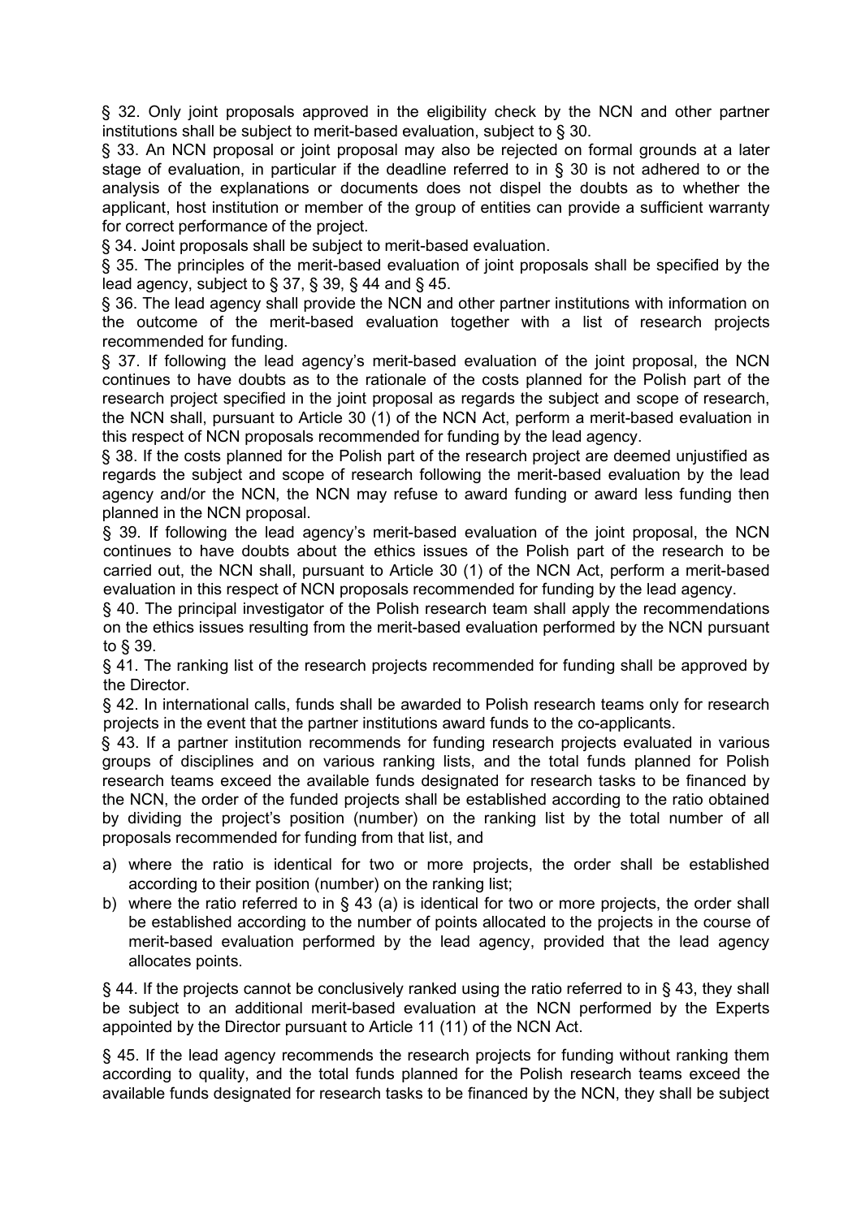§ 32. Only joint proposals approved in the eligibility check by the NCN and other partner institutions shall be subject to merit-based evaluation, subject to § 30.

§ 33. An NCN proposal or joint proposal may also be rejected on formal grounds at a later stage of evaluation, in particular if the deadline referred to in § 30 is not adhered to or the analysis of the explanations or documents does not dispel the doubts as to whether the applicant, host institution or member of the group of entities can provide a sufficient warranty for correct performance of the project.

§ 34. Joint proposals shall be subject to merit-based evaluation.

§ 35. The principles of the merit-based evaluation of joint proposals shall be specified by the lead agency, subject to § 37, § 39, § 44 and § 45.

§ 36. The lead agency shall provide the NCN and other partner institutions with information on the outcome of the merit-based evaluation together with a list of research projects recommended for funding.

§ 37. If following the lead agency's merit-based evaluation of the joint proposal, the NCN continues to have doubts as to the rationale of the costs planned for the Polish part of the research project specified in the joint proposal as regards the subject and scope of research, the NCN shall, pursuant to Article 30 (1) of the NCN Act, perform a merit-based evaluation in this respect of NCN proposals recommended for funding by the lead agency.

§ 38. If the costs planned for the Polish part of the research project are deemed unjustified as regards the subject and scope of research following the merit-based evaluation by the lead agency and/or the NCN, the NCN may refuse to award funding or award less funding then planned in the NCN proposal.

§ 39. If following the lead agency's merit-based evaluation of the joint proposal, the NCN continues to have doubts about the ethics issues of the Polish part of the research to be carried out, the NCN shall, pursuant to Article 30 (1) of the NCN Act, perform a merit-based evaluation in this respect of NCN proposals recommended for funding by the lead agency.

§ 40. The principal investigator of the Polish research team shall apply the recommendations on the ethics issues resulting from the merit-based evaluation performed by the NCN pursuant to § 39.

§ 41. The ranking list of the research projects recommended for funding shall be approved by the Director.

§ 42. In international calls, funds shall be awarded to Polish research teams only for research projects in the event that the partner institutions award funds to the co-applicants.

§ 43. If a partner institution recommends for funding research projects evaluated in various groups of disciplines and on various ranking lists, and the total funds planned for Polish research teams exceed the available funds designated for research tasks to be financed by the NCN, the order of the funded projects shall be established according to the ratio obtained by dividing the project's position (number) on the ranking list by the total number of all proposals recommended for funding from that list, and

a) where the ratio is identical for two or more projects, the order shall be established according to their position (number) on the ranking list;
b) where the ratio referred to in § 43 (a) is identical for two or more projects, the order shall be established according to the number of points allocated to the projects in the course of merit-based evaluation performed by the lead agency, provided that the lead agency allocates points.

§ 44. If the projects cannot be conclusively ranked using the ratio referred to in § 43, they shall be subject to an additional merit-based evaluation at the NCN performed by the Experts appointed by the Director pursuant to Article 11 (11) of the NCN Act.

§ 45. If the lead agency recommends the research projects for funding without ranking them according to quality, and the total funds planned for the Polish research teams exceed the available funds designated for research tasks to be financed by the NCN, they shall be subject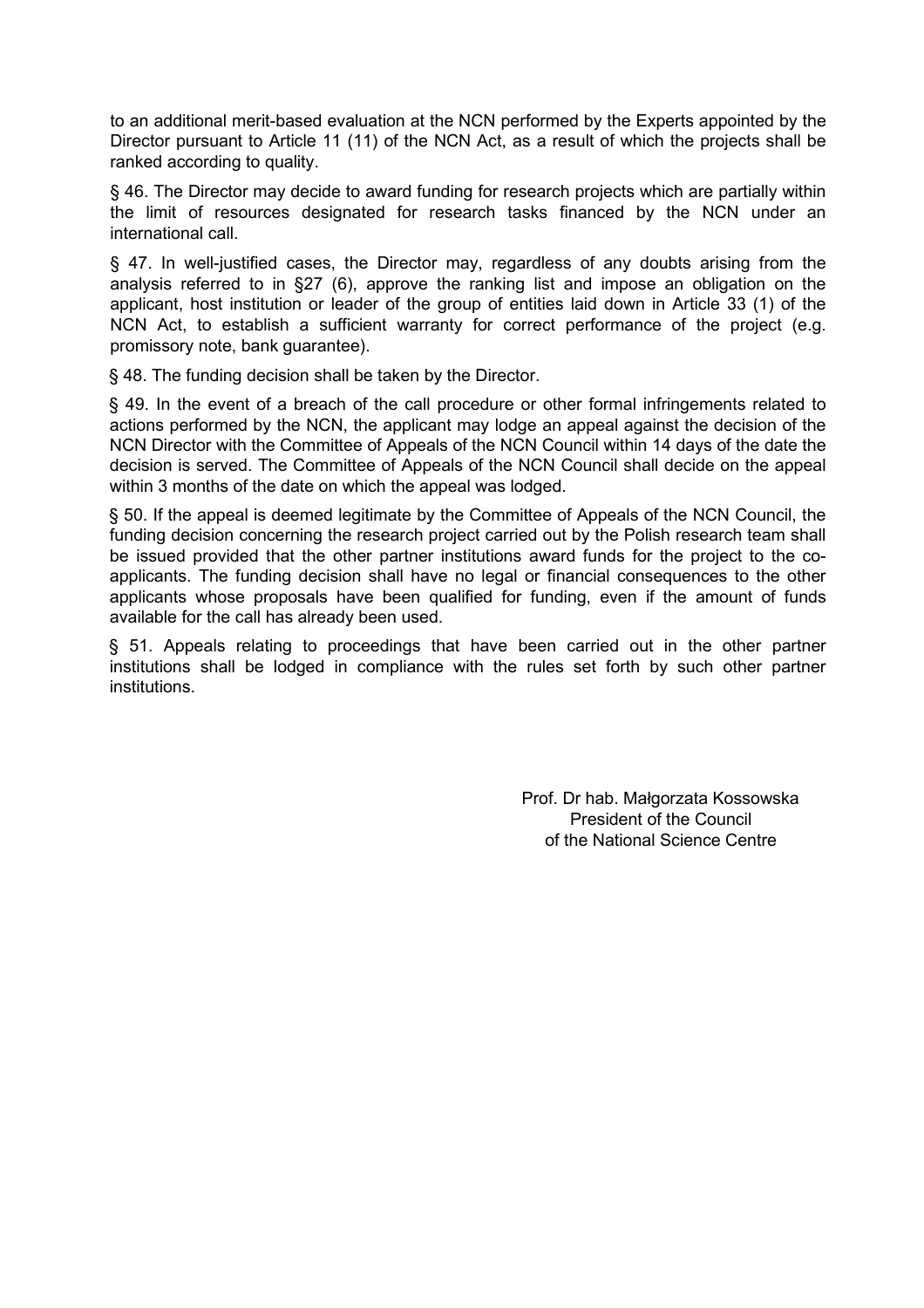to an additional merit-based evaluation at the NCN performed by the Experts appointed by the Director pursuant to Article 11 (11) of the NCN Act, as a result of which the projects shall be ranked according to quality.

§ 46. The Director may decide to award funding for research projects which are partially within the limit of resources designated for research tasks financed by the NCN under an international call.

§ 47. In well-justified cases, the Director may, regardless of any doubts arising from the analysis referred to in §27 (6), approve the ranking list and impose an obligation on the applicant, host institution or leader of the group of entities laid down in Article 33 (1) of the NCN Act, to establish a sufficient warranty for correct performance of the project (e.g. promissory note, bank guarantee).

§ 48. The funding decision shall be taken by the Director.

§ 49. In the event of a breach of the call procedure or other formal infringements related to actions performed by the NCN, the applicant may lodge an appeal against the decision of the NCN Director with the Committee of Appeals of the NCN Council within 14 days of the date the decision is served. The Committee of Appeals of the NCN Council shall decide on the appeal within 3 months of the date on which the appeal was lodged.

§ 50. If the appeal is deemed legitimate by the Committee of Appeals of the NCN Council, the funding decision concerning the research project carried out by the Polish research team shall be issued provided that the other partner institutions award funds for the project to the co-applicants. The funding decision shall have no legal or financial consequences to the other applicants whose proposals have been qualified for funding, even if the amount of funds available for the call has already been used.

§ 51. Appeals relating to proceedings that have been carried out in the other partner institutions shall be lodged in compliance with the rules set forth by such other partner institutions.

Prof. Dr hab. Małgorzata Kossowska
President of the Council
of the National Science Centre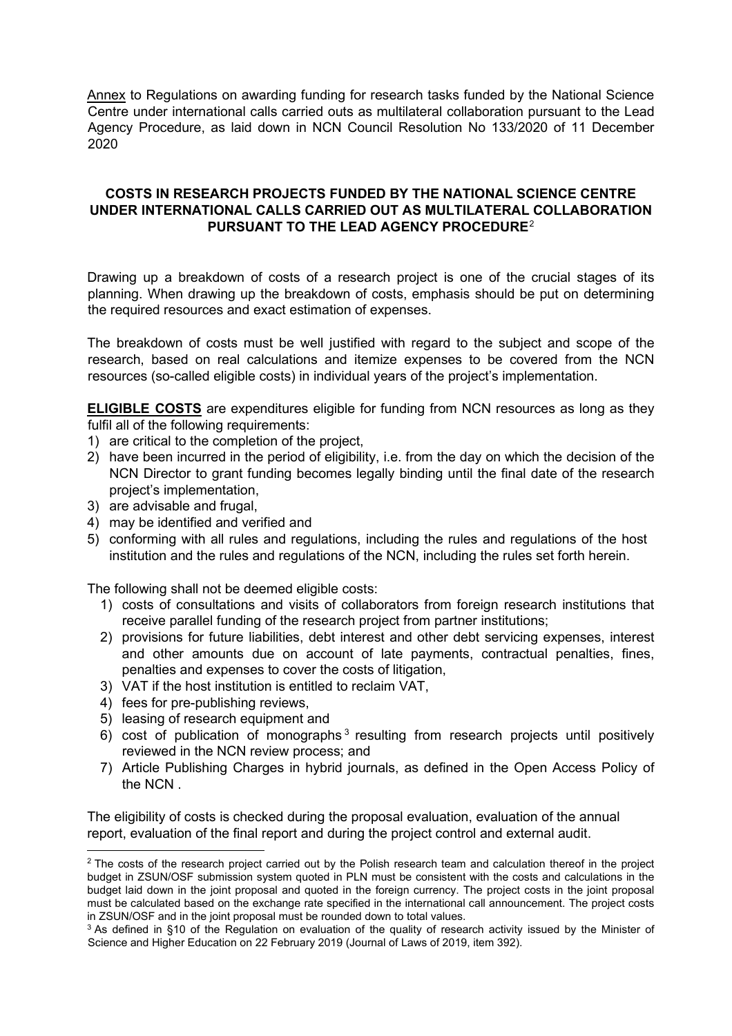Annex to Regulations on awarding funding for research tasks funded by the National Science Centre under international calls carried outs as multilateral collaboration pursuant to the Lead Agency Procedure, as laid down in NCN Council Resolution No 133/2020 of 11 December 2020

## COSTS IN RESEARCH PROJECTS FUNDED BY THE NATIONAL SCIENCE CENTRE UNDER INTERNATIONAL CALLS CARRIED OUT AS MULTILATERAL COLLABORATION PURSUANT TO THE LEAD AGENCY PROCEDURE[2]

Drawing up a breakdown of costs of a research project is one of the crucial stages of its planning. When drawing up the breakdown of costs, emphasis should be put on determining the required resources and exact estimation of expenses.

The breakdown of costs must be well justified with regard to the subject and scope of the research, based on real calculations and itemize expenses to be covered from the NCN resources (so-called eligible costs) in individual years of the project's implementation.

**ELIGIBLE COSTS** are expenditures eligible for funding from NCN resources as long as they fulfil all of the following requirements:

1) are critical to the completion of the project,
2) have been incurred in the period of eligibility, i.e. from the day on which the decision of the NCN Director to grant funding becomes legally binding until the final date of the research project's implementation,
3) are advisable and frugal,
4) may be identified and verified and
5) conforming with all rules and regulations, including the rules and regulations of the host institution and the rules and regulations of the NCN, including the rules set forth herein.

The following shall not be deemed eligible costs:

1) costs of consultations and visits of collaborators from foreign research institutions that receive parallel funding of the research project from partner institutions;
2) provisions for future liabilities, debt interest and other debt servicing expenses, interest and other amounts due on account of late payments, contractual penalties, fines, penalties and expenses to cover the costs of litigation,
3) VAT if the host institution is entitled to reclaim VAT,
4) fees for pre-publishing reviews,
5) leasing of research equipment and
6) cost of publication of monographs[3] resulting from research projects until positively reviewed in the NCN review process; and
7) Article Publishing Charges in hybrid journals, as defined in the Open Access Policy of the NCN .

The eligibility of costs is checked during the proposal evaluation, evaluation of the annual report, evaluation of the final report and during the project control and external audit.

---

[2] The costs of the research project carried out by the Polish research team and calculation thereof in the project budget in ZSUN/OSF submission system quoted in PLN must be consistent with the costs and calculations in the budget laid down in the joint proposal and quoted in the foreign currency. The project costs in the joint proposal must be calculated based on the exchange rate specified in the international call announcement. The project costs in ZSUN/OSF and in the joint proposal must be rounded down to total values.

[3] As defined in §10 of the Regulation on evaluation of the quality of research activity issued by the Minister of Science and Higher Education on 22 February 2019 (Journal of Laws of 2019, item 392).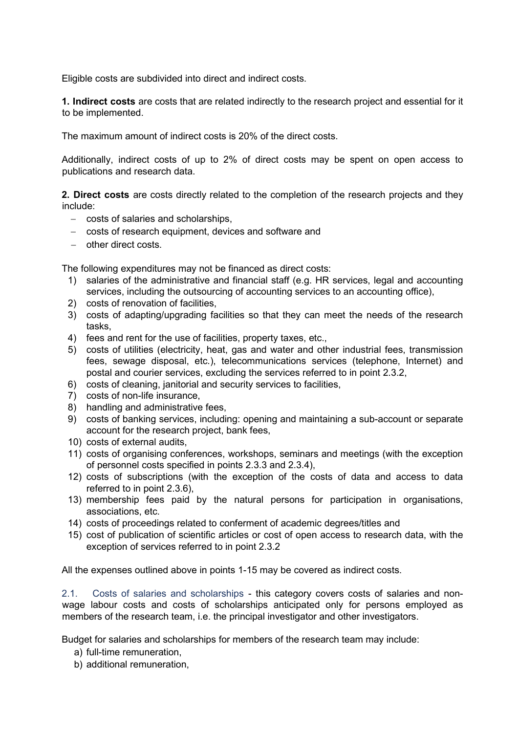Eligible costs are subdivided into direct and indirect costs.

**1. Indirect costs** are costs that are related indirectly to the research project and essential for it to be implemented.

The maximum amount of indirect costs is 20% of the direct costs.

Additionally, indirect costs of up to 2% of direct costs may be spent on open access to publications and research data.

**2. Direct costs** are costs directly related to the completion of the research projects and they include:

- costs of salaries and scholarships,
- costs of research equipment, devices and software and
- other direct costs.

The following expenditures may not be financed as direct costs:

1) salaries of the administrative and financial staff (e.g. HR services, legal and accounting services, including the outsourcing of accounting services to an accounting office),
2) costs of renovation of facilities,
3) costs of adapting/upgrading facilities so that they can meet the needs of the research tasks,
4) fees and rent for the use of facilities, property taxes, etc.,
5) costs of utilities (electricity, heat, gas and water and other industrial fees, transmission fees, sewage disposal, etc.), telecommunications services (telephone, Internet) and postal and courier services, excluding the services referred to in point 2.3.2,
6) costs of cleaning, janitorial and security services to facilities,
7) costs of non-life insurance,
8) handling and administrative fees,
9) costs of banking services, including: opening and maintaining a sub-account or separate account for the research project, bank fees,
10) costs of external audits,
11) costs of organising conferences, workshops, seminars and meetings (with the exception of personnel costs specified in points 2.3.3 and 2.3.4),
12) costs of subscriptions (with the exception of the costs of data and access to data referred to in point 2.3.6),
13) membership fees paid by the natural persons for participation in organisations, associations, etc.
14) costs of proceedings related to conferment of academic degrees/titles and
15) cost of publication of scientific articles or cost of open access to research data, with the exception of services referred to in point 2.3.2

All the expenses outlined above in points 1-15 may be covered as indirect costs.

2.1. Costs of salaries and scholarships - this category covers costs of salaries and non-wage labour costs and costs of scholarships anticipated only for persons employed as members of the research team, i.e. the principal investigator and other investigators.

Budget for salaries and scholarships for members of the research team may include:

a) full-time remuneration,
b) additional remuneration,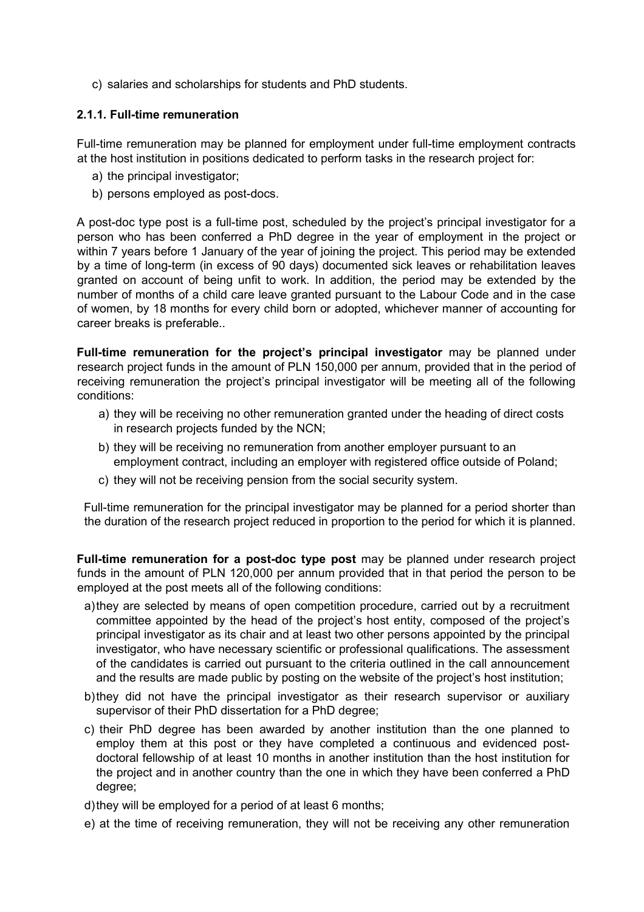c) salaries and scholarships for students and PhD students.

### 2.1.1. Full-time remuneration

Full-time remuneration may be planned for employment under full-time employment contracts at the host institution in positions dedicated to perform tasks in the research project for:

a) the principal investigator;

b) persons employed as post-docs.

A post-doc type post is a full-time post, scheduled by the project's principal investigator for a person who has been conferred a PhD degree in the year of employment in the project or within 7 years before 1 January of the year of joining the project. This period may be extended by a time of long-term (in excess of 90 days) documented sick leaves or rehabilitation leaves granted on account of being unfit to work. In addition, the period may be extended by the number of months of a child care leave granted pursuant to the Labour Code and in the case of women, by 18 months for every child born or adopted, whichever manner of accounting for career breaks is preferable..

**Full-time remuneration for the project's principal investigator** may be planned under research project funds in the amount of PLN 150,000 per annum, provided that in the period of receiving remuneration the project's principal investigator will be meeting all of the following conditions:

a) they will be receiving no other remuneration granted under the heading of direct costs in research projects funded by the NCN;

b) they will be receiving no remuneration from another employer pursuant to an employment contract, including an employer with registered office outside of Poland;

c) they will not be receiving pension from the social security system.

Full-time remuneration for the principal investigator may be planned for a period shorter than the duration of the research project reduced in proportion to the period for which it is planned.

**Full-time remuneration for a post-doc type post** may be planned under research project funds in the amount of PLN 120,000 per annum provided that in that period the person to be employed at the post meets all of the following conditions:

a) they are selected by means of open competition procedure, carried out by a recruitment committee appointed by the head of the project's host entity, composed of the project's principal investigator as its chair and at least two other persons appointed by the principal investigator, who have necessary scientific or professional qualifications. The assessment of the candidates is carried out pursuant to the criteria outlined in the call announcement and the results are made public by posting on the website of the project's host institution;

b) they did not have the principal investigator as their research supervisor or auxiliary supervisor of their PhD dissertation for a PhD degree;

c) their PhD degree has been awarded by another institution than the one planned to employ them at this post or they have completed a continuous and evidenced post-doctoral fellowship of at least 10 months in another institution than the host institution for the project and in another country than the one in which they have been conferred a PhD degree;

d) they will be employed for a period of at least 6 months;

e) at the time of receiving remuneration, they will not be receiving any other remuneration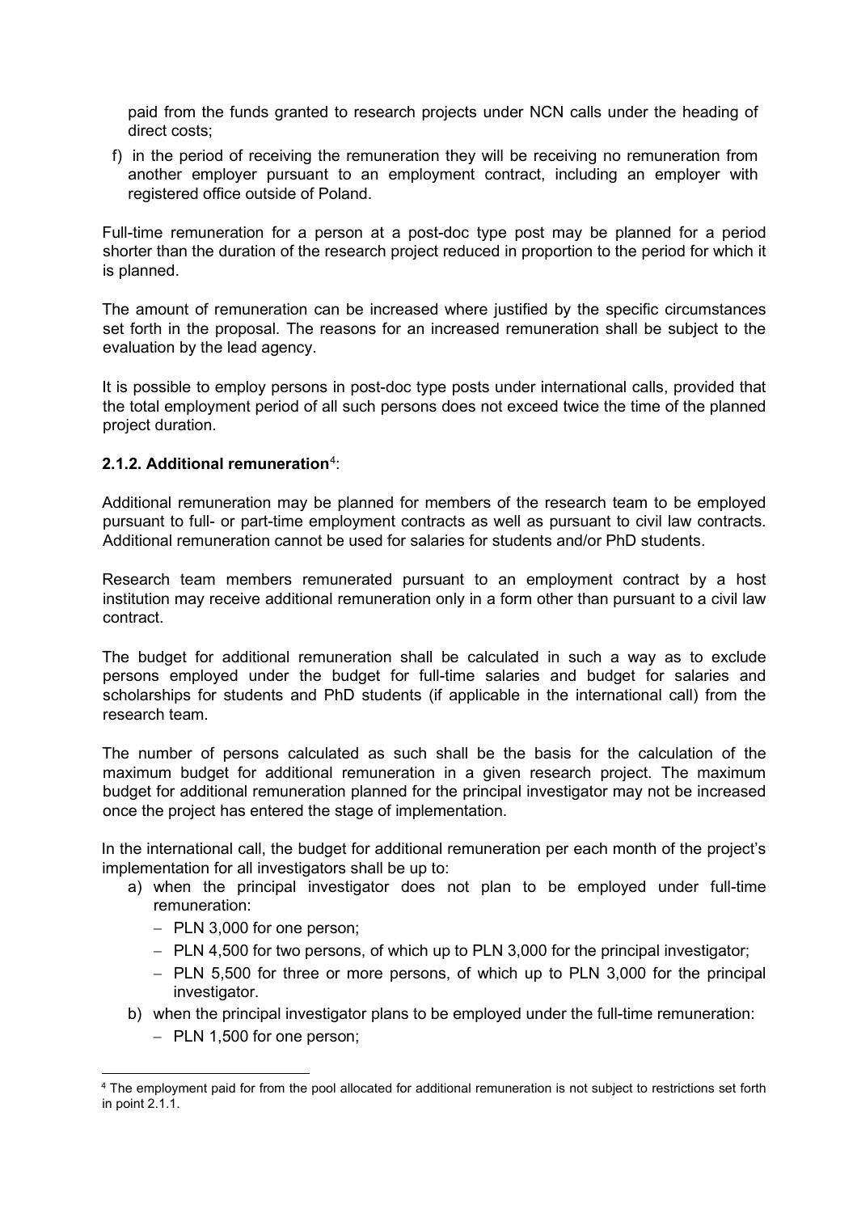paid from the funds granted to research projects under NCN calls under the heading of direct costs;

f) in the period of receiving the remuneration they will be receiving no remuneration from another employer pursuant to an employment contract, including an employer with registered office outside of Poland.

Full-time remuneration for a person at a post-doc type post may be planned for a period shorter than the duration of the research project reduced in proportion to the period for which it is planned.

The amount of remuneration can be increased where justified by the specific circumstances set forth in the proposal. The reasons for an increased remuneration shall be subject to the evaluation by the lead agency.

It is possible to employ persons in post-doc type posts under international calls, provided that the total employment period of all such persons does not exceed twice the time of the planned project duration.

### 2.1.2. Additional remuneration[4]:

Additional remuneration may be planned for members of the research team to be employed pursuant to full- or part-time employment contracts as well as pursuant to civil law contracts. Additional remuneration cannot be used for salaries for students and/or PhD students.

Research team members remunerated pursuant to an employment contract by a host institution may receive additional remuneration only in a form other than pursuant to a civil law contract.

The budget for additional remuneration shall be calculated in such a way as to exclude persons employed under the budget for full-time salaries and budget for salaries and scholarships for students and PhD students (if applicable in the international call) from the research team.

The number of persons calculated as such shall be the basis for the calculation of the maximum budget for additional remuneration in a given research project. The maximum budget for additional remuneration planned for the principal investigator may not be increased once the project has entered the stage of implementation.

In the international call, the budget for additional remuneration per each month of the project's implementation for all investigators shall be up to:

a) when the principal investigator does not plan to be employed under full-time remuneration:
   - PLN 3,000 for one person;
   - PLN 4,500 for two persons, of which up to PLN 3,000 for the principal investigator;
   - PLN 5,500 for three or more persons, of which up to PLN 3,000 for the principal investigator.
b) when the principal investigator plans to be employed under the full-time remuneration:
   - PLN 1,500 for one person;

[4] The employment paid for from the pool allocated for additional remuneration is not subject to restrictions set forth in point 2.1.1.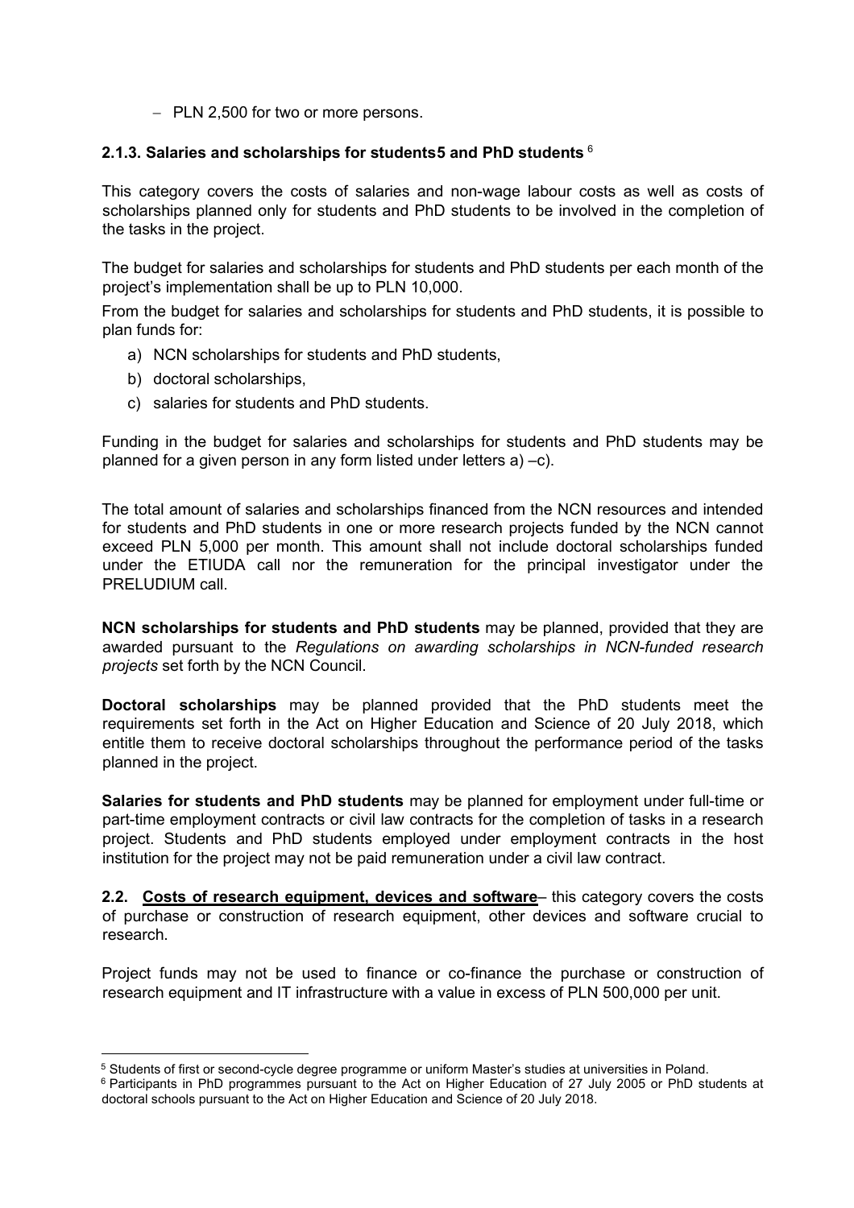– PLN 2,500 for two or more persons.

### 2.1.3. Salaries and scholarships for students[5] and PhD students[6]

This category covers the costs of salaries and non-wage labour costs as well as costs of scholarships planned only for students and PhD students to be involved in the completion of the tasks in the project.

The budget for salaries and scholarships for students and PhD students per each month of the project's implementation shall be up to PLN 10,000.

From the budget for salaries and scholarships for students and PhD students, it is possible to plan funds for:

a) NCN scholarships for students and PhD students,
b) doctoral scholarships,
c) salaries for students and PhD students.

Funding in the budget for salaries and scholarships for students and PhD students may be planned for a given person in any form listed under letters a) –c).

The total amount of salaries and scholarships financed from the NCN resources and intended for students and PhD students in one or more research projects funded by the NCN cannot exceed PLN 5,000 per month. This amount shall not include doctoral scholarships funded under the ETIUDA call nor the remuneration for the principal investigator under the PRELUDIUM call.

**NCN scholarships for students and PhD students** may be planned, provided that they are awarded pursuant to the *Regulations on awarding scholarships in NCN-funded research projects* set forth by the NCN Council.

**Doctoral scholarships** may be planned provided that the PhD students meet the requirements set forth in the Act on Higher Education and Science of 20 July 2018, which entitle them to receive doctoral scholarships throughout the performance period of the tasks planned in the project.

**Salaries for students and PhD students** may be planned for employment under full-time or part-time employment contracts or civil law contracts for the completion of tasks in a research project. Students and PhD students employed under employment contracts in the host institution for the project may not be paid remuneration under a civil law contract.

**2.2. <u>Costs of research equipment, devices and software</u>**– this category covers the costs of purchase or construction of research equipment, other devices and software crucial to research.

Project funds may not be used to finance or co-finance the purchase or construction of research equipment and IT infrastructure with a value in excess of PLN 500,000 per unit.

---

[5] Students of first or second-cycle degree programme or uniform Master's studies at universities in Poland.

[6] Participants in PhD programmes pursuant to the Act on Higher Education of 27 July 2005 or PhD students at doctoral schools pursuant to the Act on Higher Education and Science of 20 July 2018.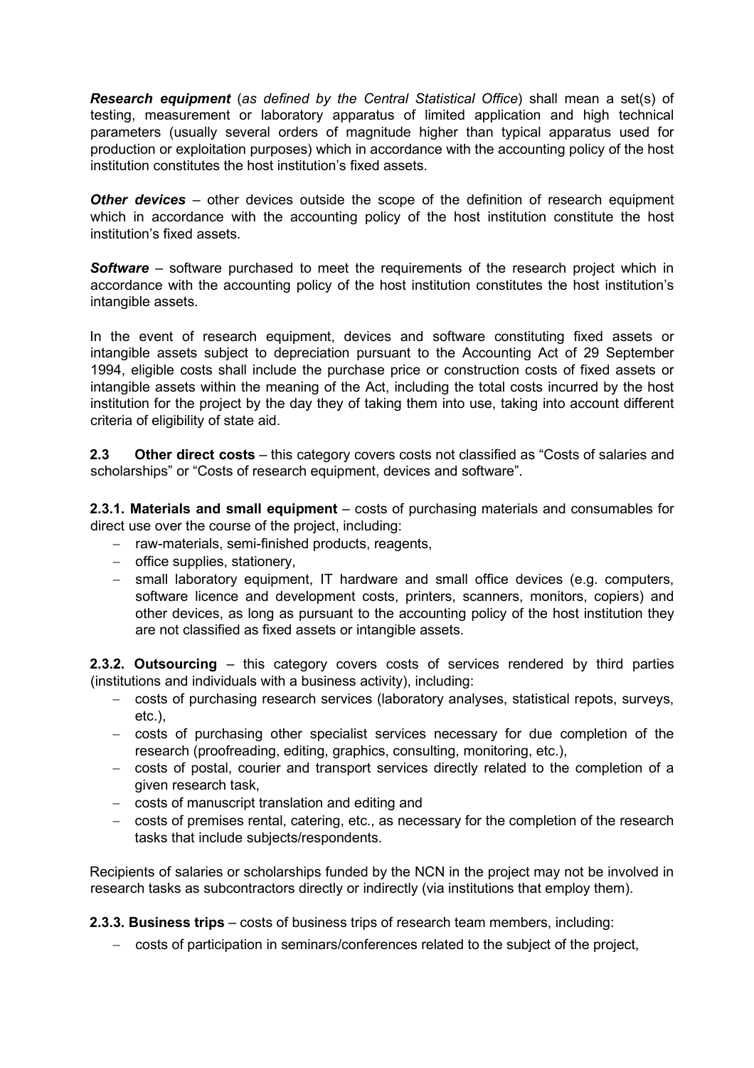***Research equipment*** (*as defined by the Central Statistical Office*) shall mean a set(s) of testing, measurement or laboratory apparatus of limited application and high technical parameters (usually several orders of magnitude higher than typical apparatus used for production or exploitation purposes) which in accordance with the accounting policy of the host institution constitutes the host institution's fixed assets.

***Other devices*** – other devices outside the scope of the definition of research equipment which in accordance with the accounting policy of the host institution constitute the host institution's fixed assets.

***Software*** – software purchased to meet the requirements of the research project which in accordance with the accounting policy of the host institution constitutes the host institution's intangible assets.

In the event of research equipment, devices and software constituting fixed assets or intangible assets subject to depreciation pursuant to the Accounting Act of 29 September 1994, eligible costs shall include the purchase price or construction costs of fixed assets or intangible assets within the meaning of the Act, including the total costs incurred by the host institution for the project by the day they of taking them into use, taking into account different criteria of eligibility of state aid.

**2.3 Other direct costs** – this category covers costs not classified as "Costs of salaries and scholarships" or "Costs of research equipment, devices and software".

**2.3.1. Materials and small equipment** – costs of purchasing materials and consumables for direct use over the course of the project, including:

- raw-materials, semi-finished products, reagents,
- office supplies, stationery,
- small laboratory equipment, IT hardware and small office devices (e.g. computers, software licence and development costs, printers, scanners, monitors, copiers) and other devices, as long as pursuant to the accounting policy of the host institution they are not classified as fixed assets or intangible assets.

**2.3.2. Outsourcing** – this category covers costs of services rendered by third parties (institutions and individuals with a business activity), including:

- costs of purchasing research services (laboratory analyses, statistical repots, surveys, etc.),
- costs of purchasing other specialist services necessary for due completion of the research (proofreading, editing, graphics, consulting, monitoring, etc.),
- costs of postal, courier and transport services directly related to the completion of a given research task,
- costs of manuscript translation and editing and
- costs of premises rental, catering, etc., as necessary for the completion of the research tasks that include subjects/respondents.

Recipients of salaries or scholarships funded by the NCN in the project may not be involved in research tasks as subcontractors directly or indirectly (via institutions that employ them).

**2.3.3. Business trips** – costs of business trips of research team members, including:

- costs of participation in seminars/conferences related to the subject of the project,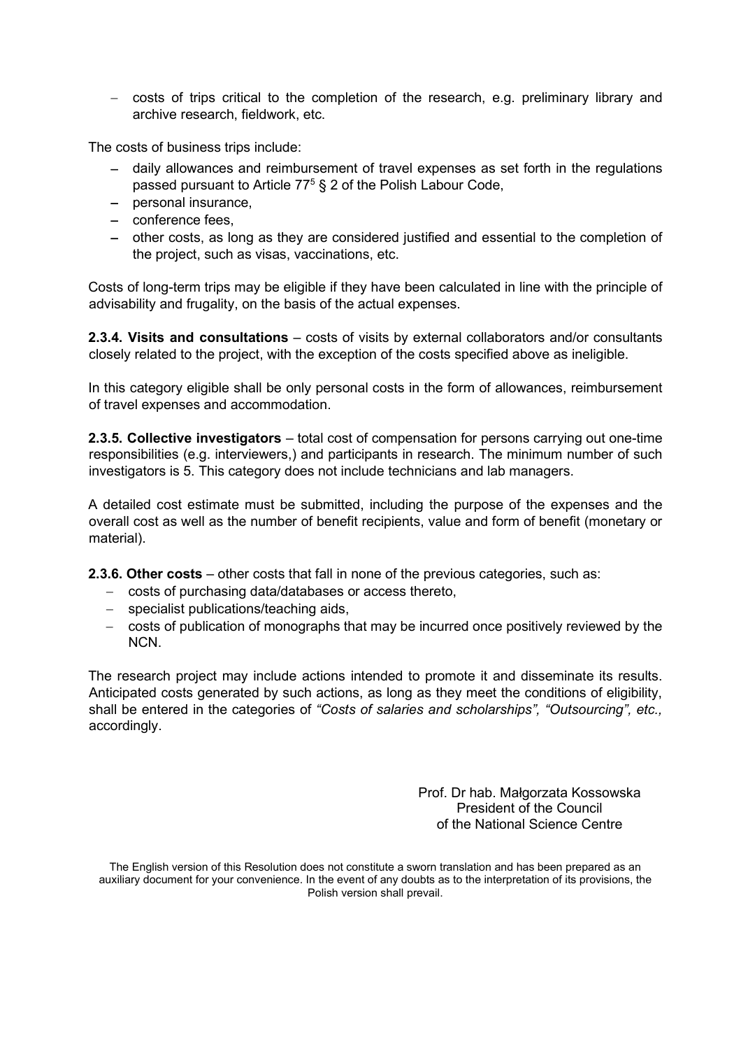- costs of trips critical to the completion of the research, e.g. preliminary library and archive research, fieldwork, etc.

The costs of business trips include:

- daily allowances and reimbursement of travel expenses as set forth in the regulations passed pursuant to Article $77^5$ § 2 of the Polish Labour Code,
- personal insurance,
- conference fees,
- other costs, as long as they are considered justified and essential to the completion of the project, such as visas, vaccinations, etc.

Costs of long-term trips may be eligible if they have been calculated in line with the principle of advisability and frugality, on the basis of the actual expenses.

**2.3.4. Visits and consultations** – costs of visits by external collaborators and/or consultants closely related to the project, with the exception of the costs specified above as ineligible.

In this category eligible shall be only personal costs in the form of allowances, reimbursement of travel expenses and accommodation.

**2.3.5. Collective investigators** – total cost of compensation for persons carrying out one-time responsibilities (e.g. interviewers,) and participants in research. The minimum number of such investigators is 5. This category does not include technicians and lab managers.

A detailed cost estimate must be submitted, including the purpose of the expenses and the overall cost as well as the number of benefit recipients, value and form of benefit (monetary or material).

**2.3.6. Other costs** – other costs that fall in none of the previous categories, such as:

- costs of purchasing data/databases or access thereto,
- specialist publications/teaching aids,
- costs of publication of monographs that may be incurred once positively reviewed by the NCN.

The research project may include actions intended to promote it and disseminate its results. Anticipated costs generated by such actions, as long as they meet the conditions of eligibility, shall be entered in the categories of *"Costs of salaries and scholarships", "Outsourcing", etc.,* accordingly.

Prof. Dr hab. Małgorzata Kossowska
President of the Council
of the National Science Centre

The English version of this Resolution does not constitute a sworn translation and has been prepared as an auxiliary document for your convenience. In the event of any doubts as to the interpretation of its provisions, the Polish version shall prevail.